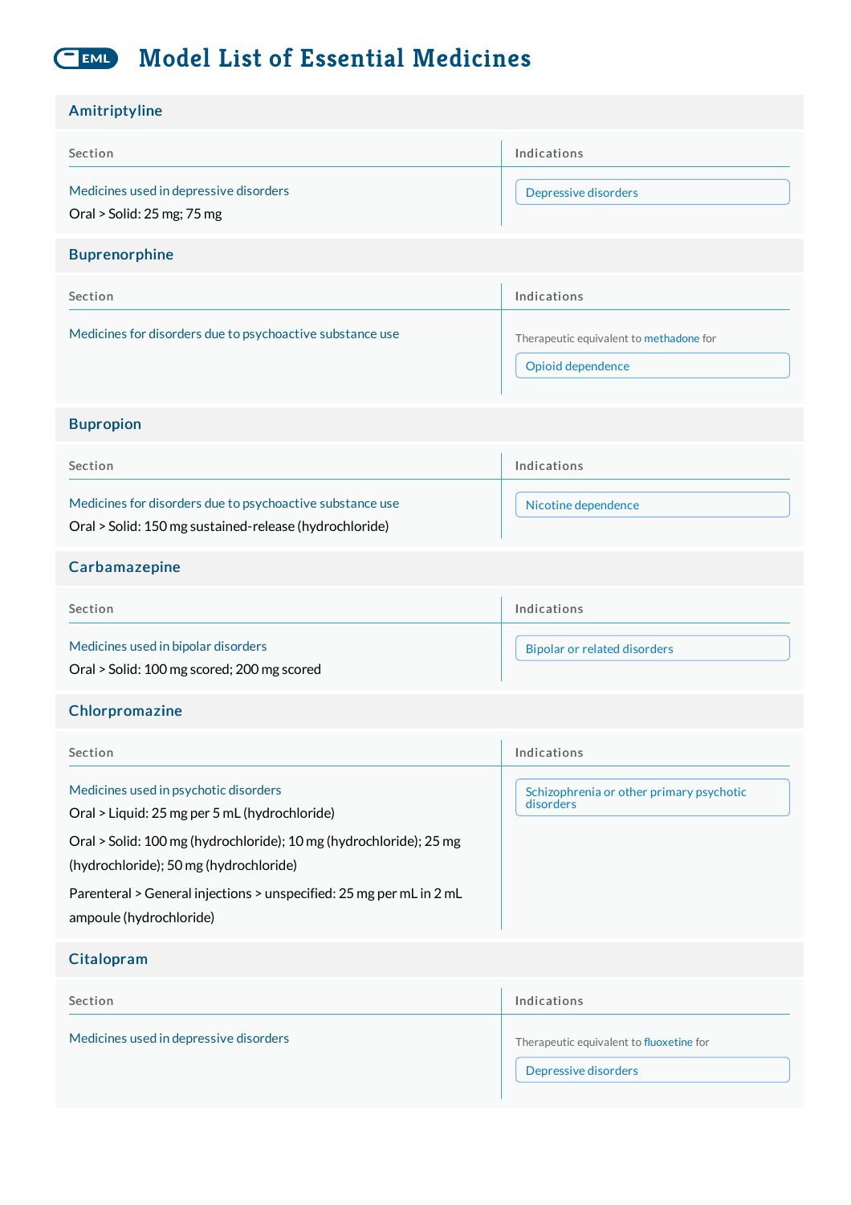# Model List of Essential Medicines

## Amitriptyline

| Section | Indications |
| --- | --- |
| Medicines used in depressive disorders<br>Oral > Solid: 25 mg; 75 mg | Depressive disorders |

## Buprenorphine

| Section | Indications |
| --- | --- |
| Medicines for disorders due to psychoactive substance use | Therapeutic equivalent to methadone for<br>Opioid dependence |

## Bupropion

| Section | Indications |
| --- | --- |
| Medicines for disorders due to psychoactive substance use<br>Oral > Solid: 150 mg sustained-release (hydrochloride) | Nicotine dependence |

## Carbamazepine

| Section | Indications |
| --- | --- |
| Medicines used in bipolar disorders<br>Oral > Solid: 100 mg scored; 200 mg scored | Bipolar or related disorders |

## Chlorpromazine

| Section | Indications |
| --- | --- |
| Medicines used in psychotic disorders<br>Oral > Liquid: 25 mg per 5 mL (hydrochloride)<br>Oral > Solid: 100 mg (hydrochloride); 10 mg (hydrochloride); 25 mg (hydrochloride); 50 mg (hydrochloride)<br>Parenteral > General injections > unspecified: 25 mg per mL in 2 mL ampoule (hydrochloride) | Schizophrenia or other primary psychotic disorders |

## Citalopram

| Section | Indications |
| --- | --- |
| Medicines used in depressive disorders | Therapeutic equivalent to fluoxetine for<br>Depressive disorders |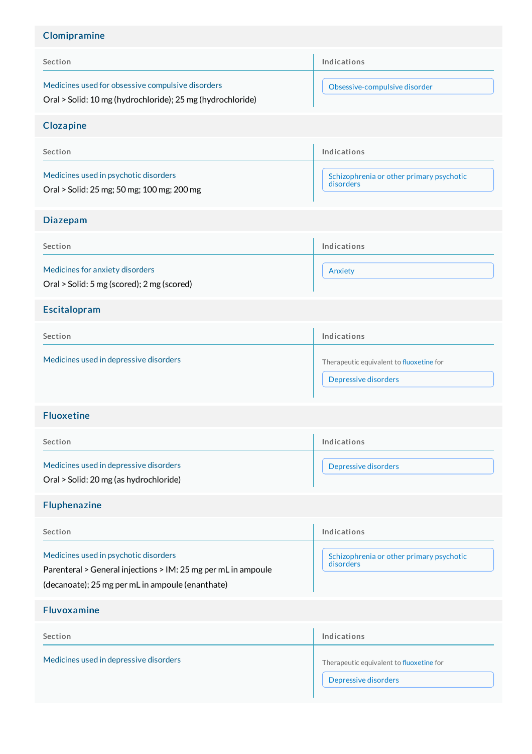## Clomipramine

| Section | Indications |
| --- | --- |
| Medicines used for obsessive compulsive disorders<br>Oral > Solid: 10 mg (hydrochloride); 25 mg (hydrochloride) | Obsessive-compulsive disorder |

## Clozapine

| Section | Indications |
| --- | --- |
| Medicines used in psychotic disorders<br>Oral > Solid: 25 mg; 50 mg; 100 mg; 200 mg | Schizophrenia or other primary psychotic disorders |

## Diazepam

| Section | Indications |
| --- | --- |
| Medicines for anxiety disorders<br>Oral > Solid: 5 mg (scored); 2 mg (scored) | Anxiety |

## Escitalopram

| Section | Indications |
| --- | --- |
| Medicines used in depressive disorders | Therapeutic equivalent to fluoxetine for<br>Depressive disorders |

## Fluoxetine

| Section | Indications |
| --- | --- |
| Medicines used in depressive disorders<br>Oral > Solid: 20 mg (as hydrochloride) | Depressive disorders |

## Fluphenazine

| Section | Indications |
| --- | --- |
| Medicines used in psychotic disorders<br>Parenteral > General injections > IM: 25 mg per mL in ampoule (decanoate); 25 mg per mL in ampoule (enanthate) | Schizophrenia or other primary psychotic disorders |

## Fluvoxamine

| Section | Indications |
| --- | --- |
| Medicines used in depressive disorders | Therapeutic equivalent to fluoxetine for<br>Depressive disorders |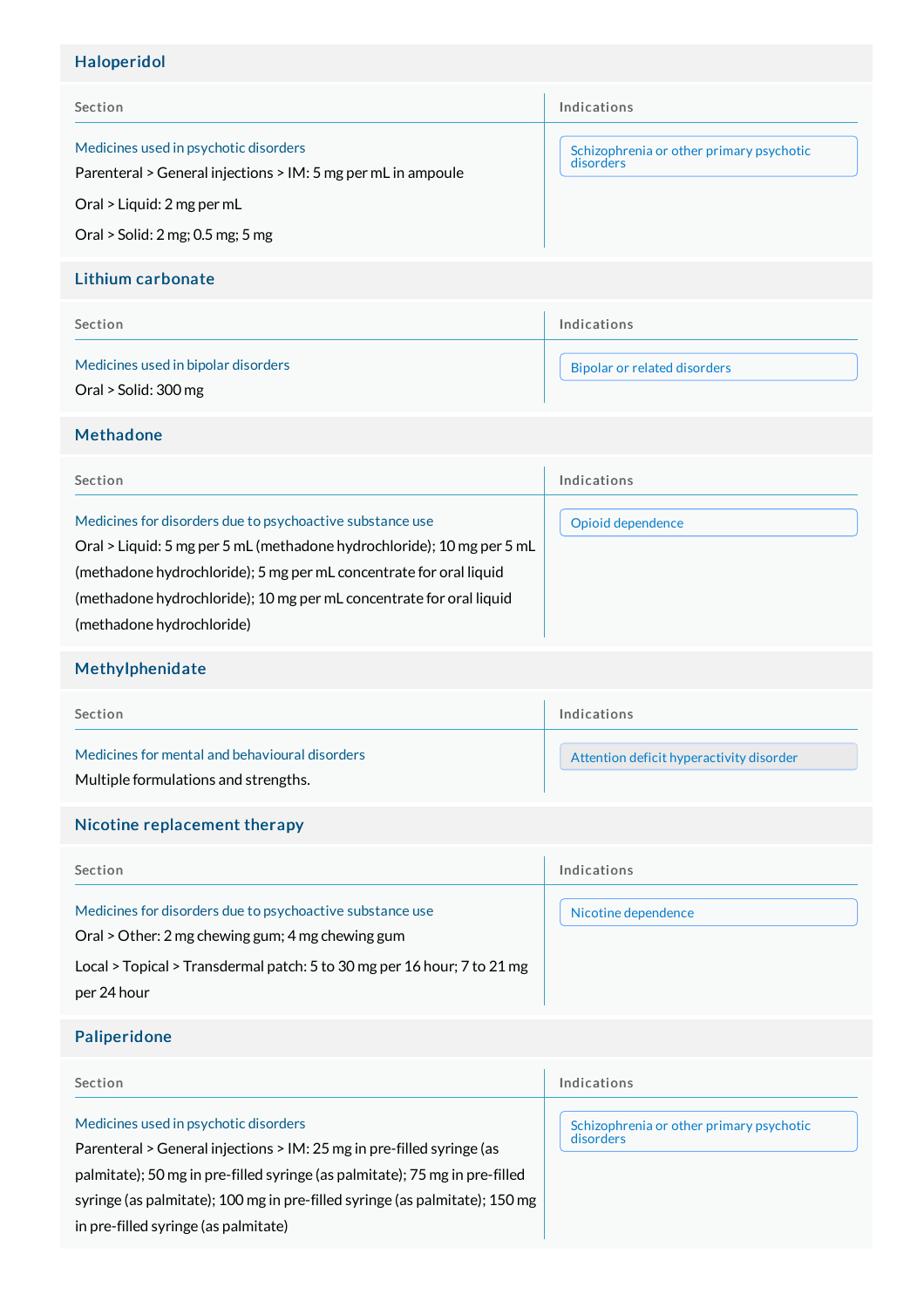## Haloperidol

| Section | Indications |
| --- | --- |
| Medicines used in psychotic disorders<br>Parenteral > General injections > IM: 5 mg per mL in ampoule<br>Oral > Liquid: 2 mg per mL<br>Oral > Solid: 2 mg; 0.5 mg; 5 mg | Schizophrenia or other primary psychotic disorders |

## Lithium carbonate

| Section | Indications |
| --- | --- |
| Medicines used in bipolar disorders<br>Oral > Solid: 300 mg | Bipolar or related disorders |

## Methadone

| Section | Indications |
| --- | --- |
| Medicines for disorders due to psychoactive substance use<br>Oral > Liquid: 5 mg per 5 mL (methadone hydrochloride); 10 mg per 5 mL (methadone hydrochloride); 5 mg per mL concentrate for oral liquid (methadone hydrochloride); 10 mg per mL concentrate for oral liquid (methadone hydrochloride) | Opioid dependence |

## Methylphenidate

| Section | Indications |
| --- | --- |
| Medicines for mental and behavioural disorders<br>Multiple formulations and strengths. | Attention deficit hyperactivity disorder |

## Nicotine replacement therapy

| Section | Indications |
| --- | --- |
| Medicines for disorders due to psychoactive substance use<br>Oral > Other: 2 mg chewing gum; 4 mg chewing gum<br>Local > Topical > Transdermal patch: 5 to 30 mg per 16 hour; 7 to 21 mg per 24 hour | Nicotine dependence |

## Paliperidone

| Section | Indications |
| --- | --- |
| Medicines used in psychotic disorders<br>Parenteral > General injections > IM: 25 mg in pre-filled syringe (as palmitate); 50 mg in pre-filled syringe (as palmitate); 75 mg in pre-filled syringe (as palmitate); 100 mg in pre-filled syringe (as palmitate); 150 mg in pre-filled syringe (as palmitate) | Schizophrenia or other primary psychotic disorders |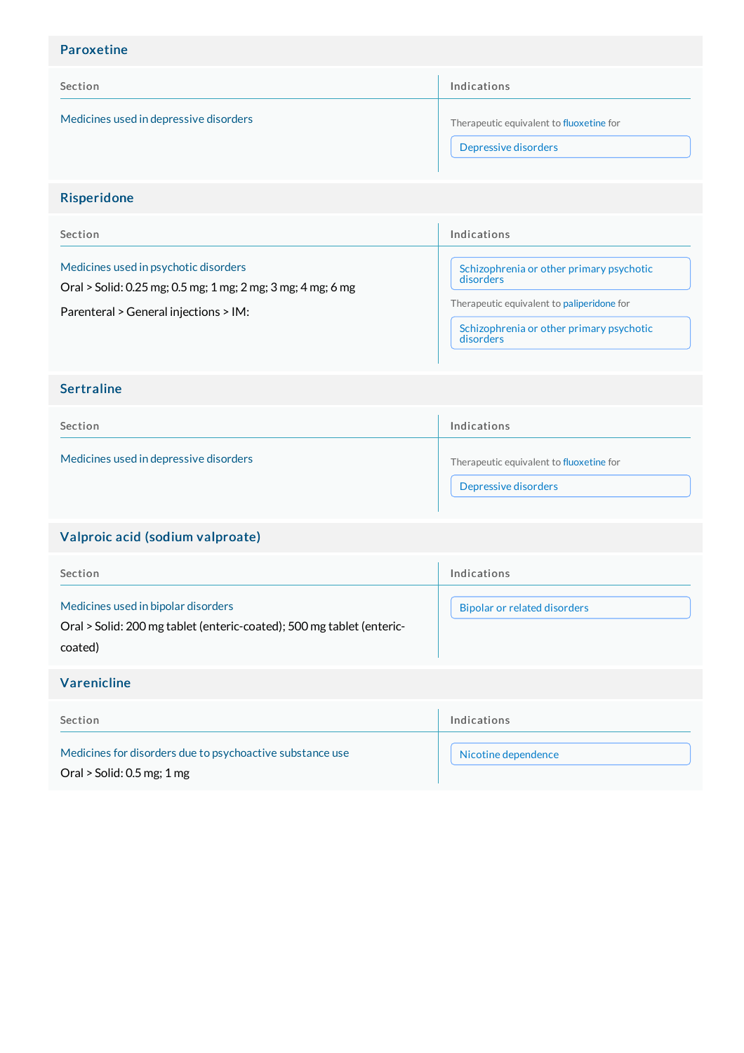## Paroxetine

| Section | Indications |
| --- | --- |
| Medicines used in depressive disorders | Therapeutic equivalent to fluoxetine for<br>Depressive disorders |

## Risperidone

| Section | Indications |
| --- | --- |
| Medicines used in psychotic disorders<br>Oral > Solid: 0.25 mg; 0.5 mg; 1 mg; 2 mg; 3 mg; 4 mg; 6 mg<br>Parenteral > General injections > IM: | Schizophrenia or other primary psychotic disorders<br>Therapeutic equivalent to paliperidone for<br>Schizophrenia or other primary psychotic disorders |

## Sertraline

| Section | Indications |
| --- | --- |
| Medicines used in depressive disorders | Therapeutic equivalent to fluoxetine for<br>Depressive disorders |

## Valproic acid (sodium valproate)

| Section | Indications |
| --- | --- |
| Medicines used in bipolar disorders<br>Oral > Solid: 200 mg tablet (enteric-coated); 500 mg tablet (enteric-coated) | Bipolar or related disorders |

## Varenicline

| Section | Indications |
| --- | --- |
| Medicines for disorders due to psychoactive substance use<br>Oral > Solid: 0.5 mg; 1 mg | Nicotine dependence |